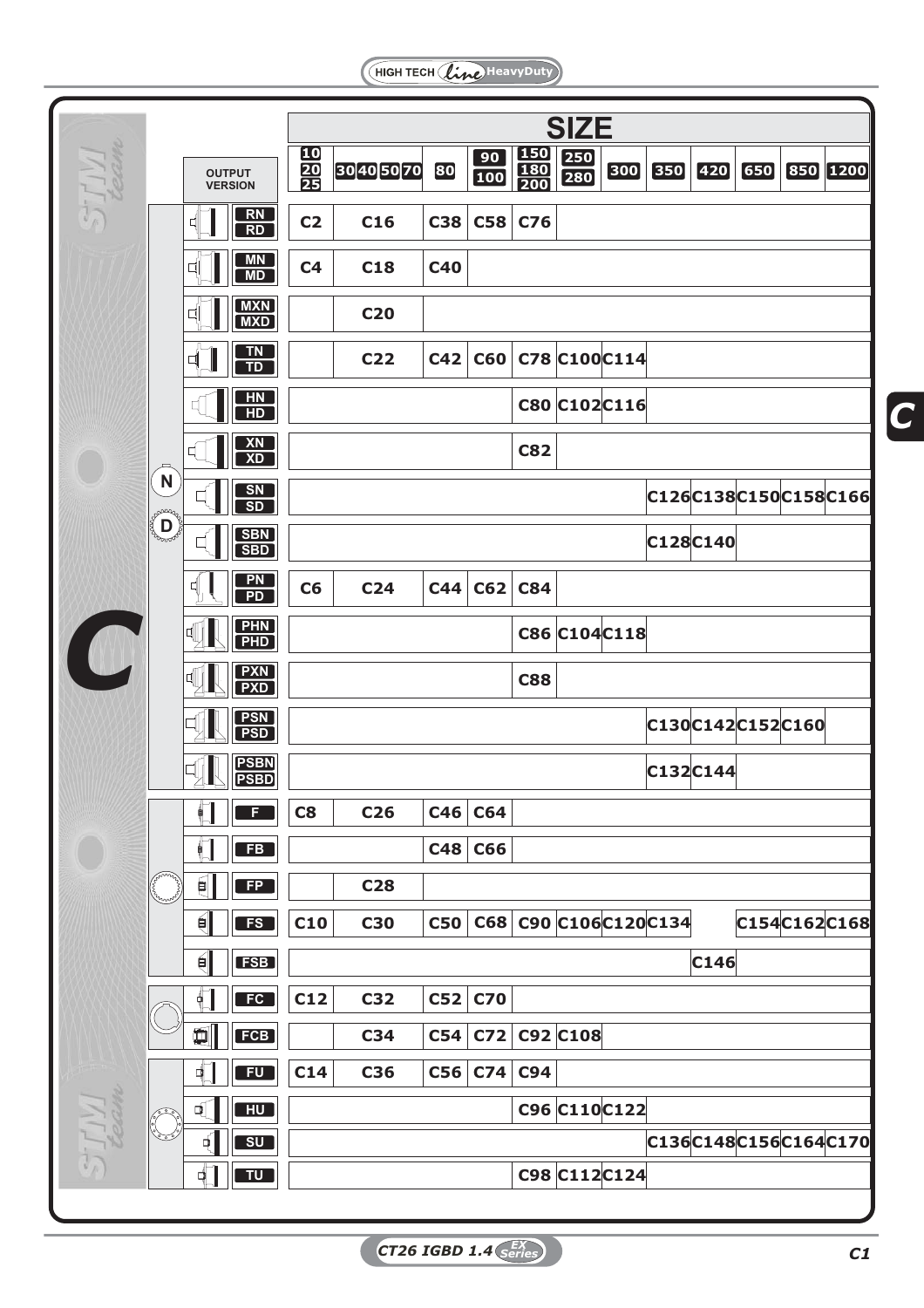| OUTPUT VERSION | SIZE | | | | | | | | | | | |
|---|---|---|---|---|---|---|---|---|---|---|---|---|
| | 10 20 25 | 30 40 50 70 | 80 | 90 100 | 150 180 200 | 250 280 | 300 | 350 | 420 | 650 | 850 | 1200 |
| RN RD | C2 | C16 | C38 | C58 | C76 | | | | | | | |
| MN MD | C4 | C18 | C40 | | | | | | | | | |
| MXN MXD | | C20 | | | | | | | | | | |
| TN TD | | C22 | C42 | C60 | C78 | C100 | C114 | | | | | |
| HN HD | | | | | C80 | C102 | C116 | | | | | |
| XN XD | | | | | C82 | | | | | | | |
| SN SD | | | | | | | | C126 | C138 | C150 | C158 | C166 |
| SBN SBD | | | | | | | | C128 | C140 | | | |
| PN PD | C6 | C24 | C44 | C62 | C84 | | | | | | | |
| PHN PHD | | | | | C86 | C104 | C118 | | | | | |
| PXN PXD | | | | | C88 | | | | | | | |
| PSN PSD | | | | | | | | C130 | C142 | C152 | C160 | |
| PSBN PSBD | | | | | | | | C132 | C144 | | | |
| F | C8 | C26 | C46 | C64 | | | | | | | | |
| FB | | | C48 | C66 | | | | | | | | |
| FP | | C28 | | | | | | | | | | |
| FS | C10 | C30 | C50 | C68 | C90 | C106 | C120 | C134 | | C154 | C162 | C168 |
| FSB | | | | | | | | | C146 | | | |
| FC | C12 | C32 | C52 | C70 | | | | | | | | |
| FCB | | C34 | C54 | C72 | C92 | C108 | | | | | | |
| FU | C14 | C36 | C56 | C74 | C94 | | | | | | | |
| HU | | | | | C96 | C110 | C122 | | | | | |
| SU | | | | | | | | C136 | C148 | C156 | C164 | C170 |
| TU | | | | | C98 | C112 | C124 | | | | | |

N = RN…PSBD (N versions), D = RD…PSBD (D versions)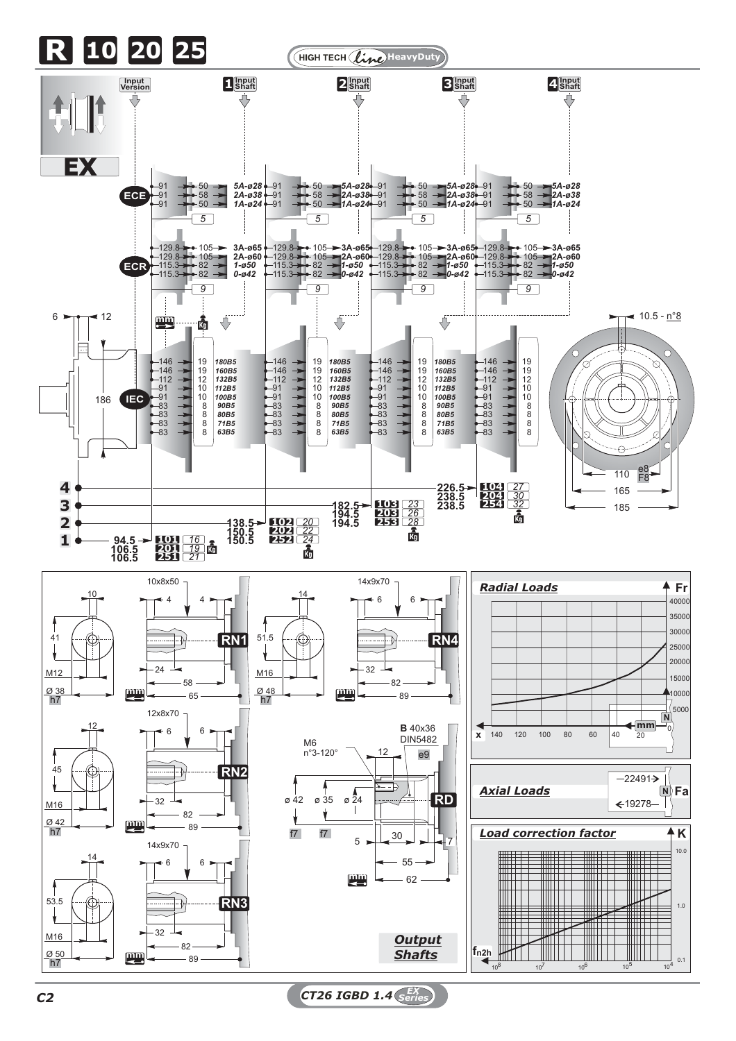# R 10 20 25

HIGH TECH *line* HeavyDuty

**EX**

Input Version | 1 Input Shaft | 2 Input Shaft | 3 Input Shaft | 4 Input Shaft

## ECE

| Input Version | Input Shaft | Dimensions | Weight (kg) |
|---|---|---|---|
| 91 → 50 | 5A-ø28 | | 5 |
| 91 → 58 | 2A-ø38 | | |
| 91 → 50 | 1A-ø24 | | |

## ECR

| Input Version | Input Shaft | Weight (kg) |
|---|---|---|
| 129.8 → 105 | 3A-ø65 | 9 |
| 129.8 → 105 | 2A-ø60 | |
| 115.3 → 82 | 1-ø50 | |
| 115.3 → 82 | 0-ø42 | |

## IEC

| mm | Kg | Flange |
|---|---|---|
| 146 | 19 | 180B5 |
| 146 | 19 | 160B5 |
| 112 | 12 | 132B5 |
| 91 | 10 | 112B5 |
| 91 | 10 | 100B5 |
| 83 | 8 | 90B5 |
| 83 | 8 | 80B5 |
| 83 | 8 | 71B5 |
| 83 | 8 | 63B5 |

6 — 12 — 186 — 10.5 - n°8 — 110 e8/F8 — 165 — 185

| Input Shaft | Length (mm) | Code | Weight (Kg) |
|---|---|---|---|
| 1 | 94.5 | 101 | 16 |
| | 106.5 | 201 | 19 |
| | 106.5 | 251 | 21 |
| 2 | 138.5 | 102 | 20 |
| | 150.5 | 202 | 22 |
| | 150.5 | 252 | 24 |
| 3 | 182.5 | 103 | 23 |
| | 194.5 | 203 | 26 |
| | 194.5 | 253 | 28 |
| 4 | 226.5 | 104 | 27 |
| | 238.5 | 204 | 30 |
| | 238.5 | 254 | 32 |

## Output Shafts

**RN1**: 10x8x50; 10; 41; M12; Ø 38 h7; 4; 4; 24; 58; 65 (mm)

**RN4**: 14x9x70; 14; 51.5; M16; Ø 48 h7; 6; 6; 32; 82; 89 (mm)

**RN2**: 12x8x70; 12; 45; M16; Ø 42 h7; 6; 6; 32; 82; 89 (mm)

**RD**: B 40x36 DIN5482 e9; M6 n°3-120°; 12; ø 42 f7; ø 35 f7; ø 24; 5; 30; 7; 55; 62 (mm)

**RN3**: 14x9x70; 14; 53.5; M16; Ø 50 h7; 6; 6; 32; 82; 89 (mm)

## Radial Loads

Fr (N): 0, 5000, 10000, 15000, 20000, 25000, 30000, 35000, 40000

x (mm): 140, 120, 100, 80, 60, 40, 20

## Axial Loads

Fa (N): 22491 → ; ← 19278

## Load correction factor

K: 0.1, 1.0, 10.0

$f_{n2h}$: $10^8$, $10^7$, $10^6$, $10^5$, $10^4$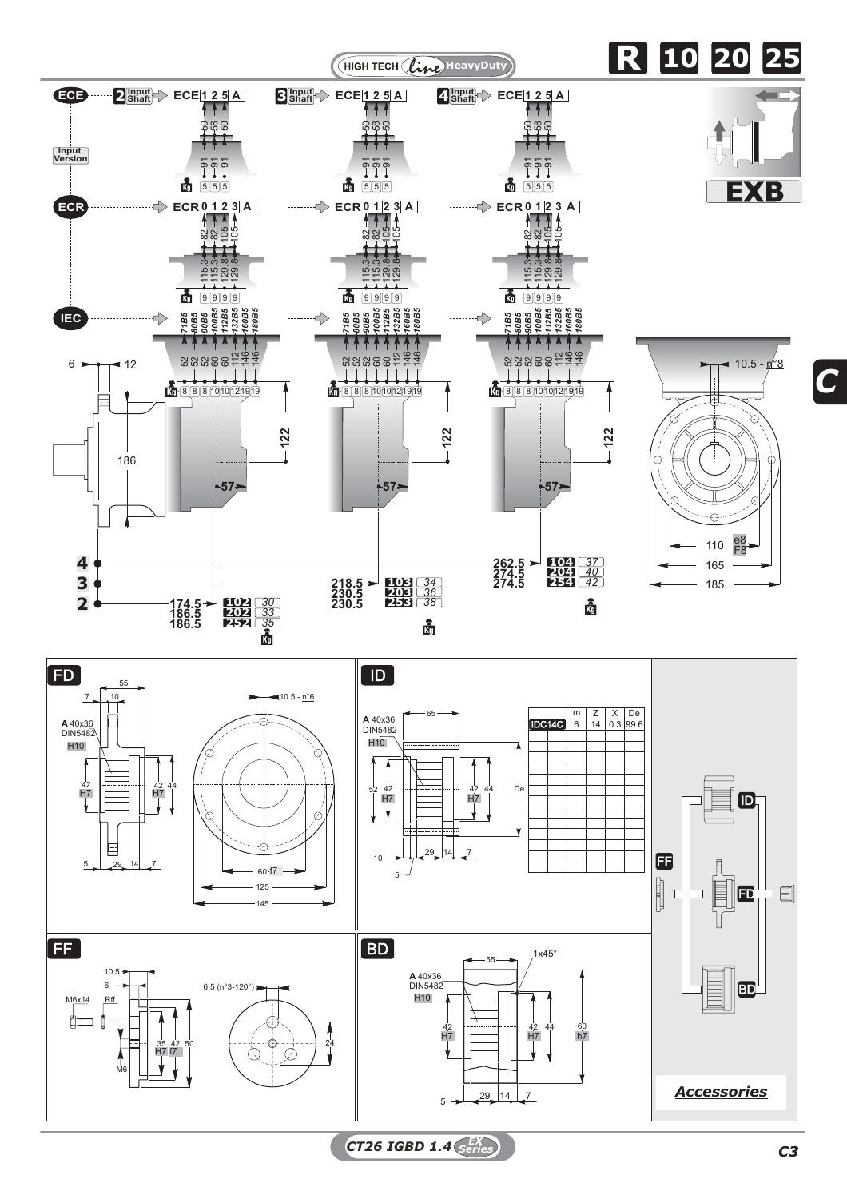# R 10 20 25

HIGH TECH *line* HeavyDuty

**EXB**

**C**

## ECE — Input Version

| Input Shaft | Designation | Dimensions | Kg |
|---|---|---|---|
| 2 | ECE 1 2 5 A | 50 / 58 / 50 — 91 / 91 / 91 | 5 / 5 / 5 |
| 3 | ECE 1 2 5 A | 50 / 58 / 50 — 91 / 91 / 91 | 5 / 5 / 5 |
| 4 | ECE 1 2 5 A | 50 / 58 / 50 — 91 / 91 / 91 | 5 / 5 / 5 |

## ECR

| Designation | Dimensions | Kg |
|---|---|---|
| ECR 0 1 2 3 A | 82 / 82 / 105 / 105 — 115.3 / 115.3 / 129.8 / 129.8 | 9 / 9 / 9 / 9 |

## IEC

| | 71B5 | 80B5 | 90B5 | 100B5 | 112B5 | 132B5 | 160B5 | 180B5 |
|---|---|---|---|---|---|---|---|---|
| | 52 | 52 | 52 | 60 | 60 | 112 | 146 | 146 |
| Kg | 8 | 8 | 8 | 10 | 10 | 12 | 19 | 19 |

Dimensions: 6, 12, 186, 122, 57, 10.5 - n°8, 110 e8/F8, 165, 185

| Input Shaft | Length | Type | Kg |
|---|---|---|---|
| 2 | 174.5 | 102 | 30 |
| | 186.5 | 202 | 33 |
| | 186.5 | 252 | 35 |
| 3 | 218.5 | 103 | 34 |
| | 230.5 | 203 | 36 |
| | 230.5 | 253 | 38 |
| 4 | 262.5 | 104 | 37 |
| | 274.5 | 204 | 40 |
| | 274.5 | 254 | 42 |

## FD

A 40x36 DIN5482 H10

Dimensions: 55, 7, 10, 42 H7, 42 H7, 44, 5, 29, 14, 7, 10.5 - n°6, 60 f7, 125, 145

## ID

A 40x36 DIN5482 H10

Dimensions: 65, 52, 42 H7, 42 H7, 44, De, 10, 5, 29, 14, 7

| | m | Z | X | De |
|---|---|---|---|---|
| IDC14C | 6 | 14 | 0.3 | 99.6 |

## FF

Dimensions: 10.5, 6, M6x14, Rff, M6, 35 H7, 42 f7, 50, 6.5 (n°3-120°), 24

## BD

A 40x36 DIN5482 H10

Dimensions: 55, 1x45°, 42 H7, 42 H7, 44, 60 h7, 5, 29, 14, 7

## *Accessories*

ID, FF, FD, BD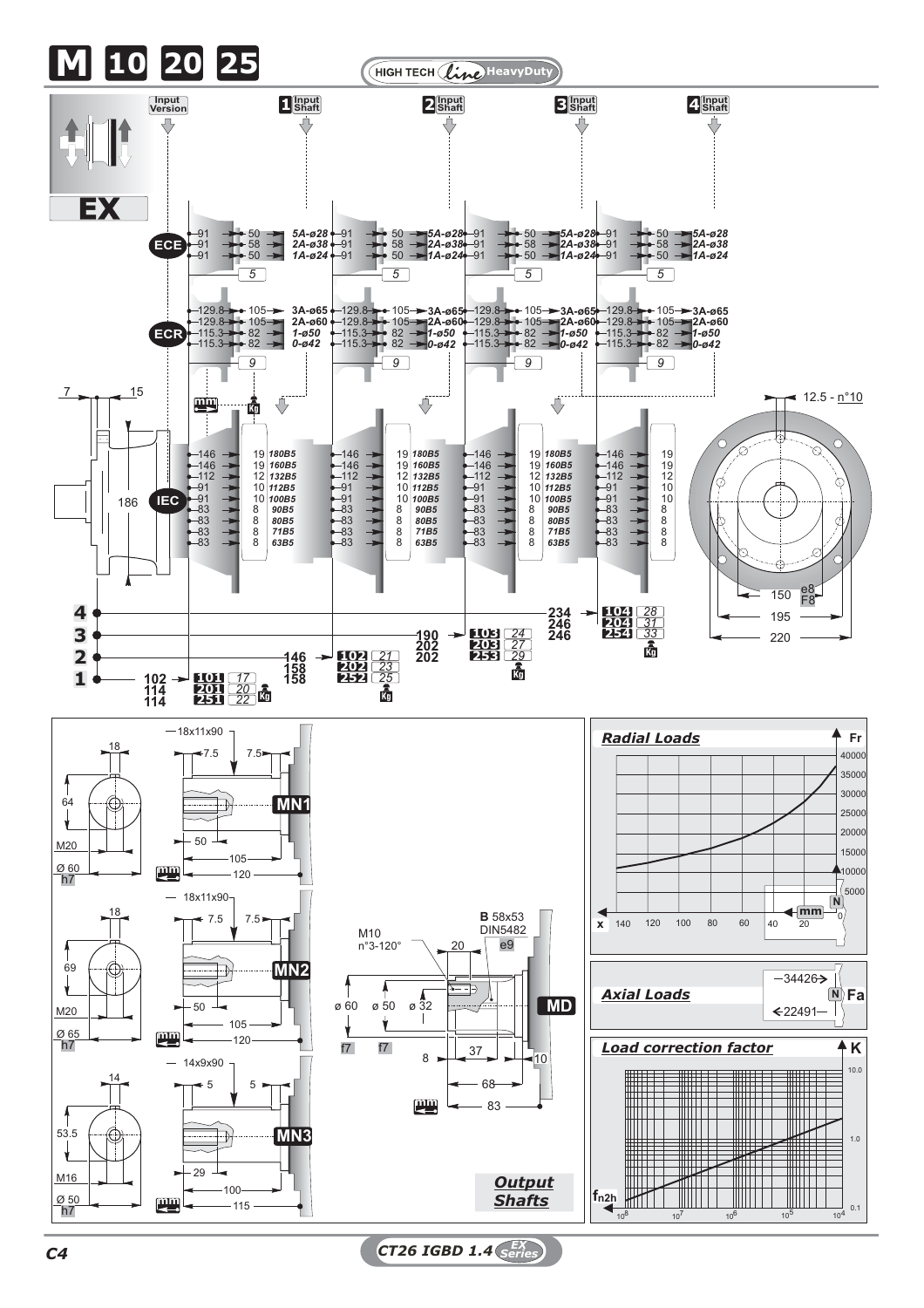# M 10 20 25

HIGH TECH *line* HeavyDuty

**EX**

Input Version | 1 Input Shaft | 2 Input Shaft | 3 Input Shaft | 4 Input Shaft

**ECE**

| | 1 | 2 | 3 | 4 |
|---|---|---|---|---|
| 91 → 50 | 5A-ø28 | 5A-ø28 | 5A-ø28 | 5A-ø28 |
| 91 → 58 | 2A-ø38 | 2A-ø38 | 2A-ø38 | 2A-ø38 |
| 91 → 50 | 1A-ø24 | 1A-ø24 | 1A-ø24 | 1A-ø24 |
| Kg | 5 | 5 | 5 | 5 |

**ECR**

| | 1 | 2 | 3 | 4 |
|---|---|---|---|---|
| 129.8 → 105 | 3A-ø65 | 3A-ø65 | 3A-ø65 | 3A-ø65 |
| 129.8 → 105 | 2A-ø60 | 2A-ø60 | 2A-ø60 | 2A-ø60 |
| 115.3 → 82 | 1-ø50 | 1-ø50 | 1-ø50 | 1-ø50 |
| 115.3 → 82 | 0-ø42 | 0-ø42 | 0-ø42 | 0-ø42 |
| Kg | 9 | 9 | 9 | 9 |

**IEC**

| mm | Kg | Flange |
|---|---|---|
| 146 | 19 | 180B5 |
| 146 | 19 | 160B5 |
| 112 | 12 | 132B5 |
| 91 | 10 | 112B5 |
| 91 | 10 | 100B5 |
| 83 | 8 | 90B5 |
| 83 | 8 | 80B5 |
| 83 | 8 | 71B5 |
| 83 | 8 | 63B5 |

7 — 15 — 186

12.5 - n°10

150 e8/F8 — 195 — 220

| Input Shaft | mm | Type | Kg |
|---|---|---|---|
| 1 | 102 / 114 / 114 | 101 / 201 / 251 | 17 / 20 / 22 |
| 2 | 146 / 158 / 158 | 102 / 202 / 252 | 21 / 23 / 25 |
| 3 | 190 / 202 / 202 | 103 / 203 / 253 | 24 / 27 / 29 |
| 4 | 234 / 246 / 246 | 104 / 204 / 254 | 28 / 31 / 33 |

## Output Shafts

**MN1**: 18x11x90; 18; 64; M20; Ø 60 h7; 7.5 — 7.5; 50; 105; 120 (mm)

**MN2**: 18x11x90; 18; 69; M20; Ø 65 h7; 7.5 — 7.5; 50; 105; 120 (mm)

**MN3**: 14x9x90; 14; 53.5; M16; Ø 50 h7; 5 — 5; 29; 100; 115 (mm)

**MD**: B 58x53 DIN5482 e9; M10 n°3-120°; 20; ø 60 f7; ø 50 f7; ø 32; 8; 37; 10; 68; 83 (mm)

## Radial Loads

Fr (N): 5000 – 40000; x (mm): 140, 120, 100, 80, 60, 40, 20, 0

## Axial Loads

Fa (N): 34426 → ; ← 22491

## Load correction factor

K: 0.1, 1.0, 10.0; $f_{n2h}$: $10^8$, $10^7$, $10^6$, $10^5$, $10^4$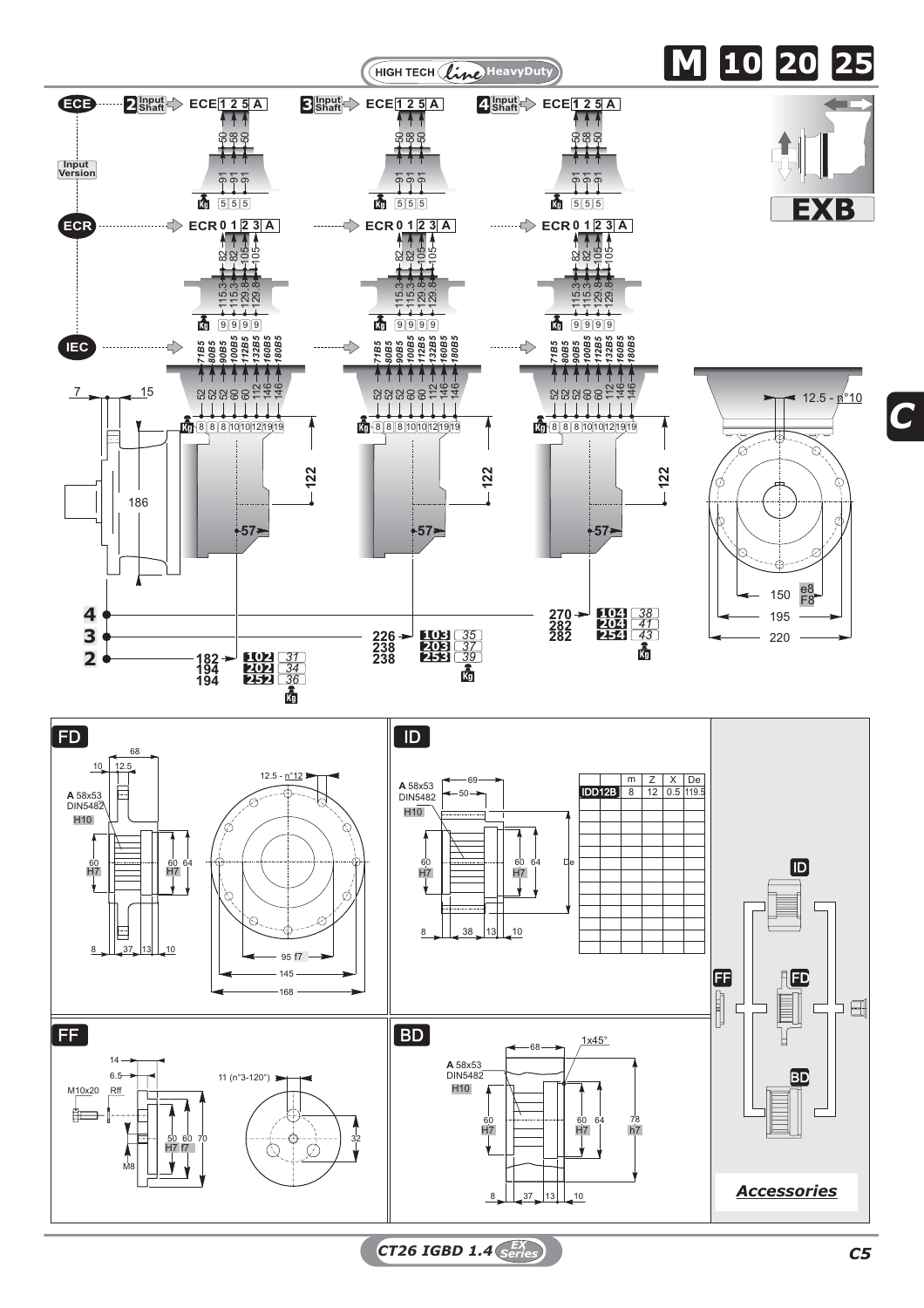HIGH TECH Line HeavyDuty

# M 10 20 25

EXB

C

## ECE

Input Version

| Input Shaft | ECE | 1 | 2 | 5 | A |
|---|---|---|---|---|---|
| 2 | | 50 | 58 | 50 | |
| | | 91 | 91 | 91 | |
| | Kg | 5 | 5 | 5 | |

| Input Shaft | ECE | 1 | 2 | 5 | A |
|---|---|---|---|---|---|
| 3 | | 50 | 58 | 50 | |
| | | 91 | 91 | 91 | |
| | Kg | 5 | 5 | 5 | |

| Input Shaft | ECE | 1 | 2 | 5 | A |
|---|---|---|---|---|---|
| 4 | | 50 | 58 | 50 | |
| | | 91 | 91 | 91 | |
| | Kg | 5 | 5 | 5 | |

## ECR

| ECR | 0 | 1 | 2 | 3 | A |
|---|---|---|---|---|---|
| | 82 | 82 | 105 | 105 | |
| | 115.3 | 115.3 | 129.8 | 129.8 | |
| Kg | 9 | 9 | 9 | 9 | |

## IEC

| | 71B5 | 80B5 | 90B5 | 100B5 | 112B5 | 132B5 | 160B5 | 180B5 |
|---|---|---|---|---|---|---|---|---|
| | 52 | 52 | 52 | 60 | 60 | 112 | 146 | 146 |
| Kg | 8 | 8 | 8 | 10 | 10 | 12 | 19 | 19 |

7, 15, 186, 122, 57, 12.5 - n°10, 150 e8/F8, 195, 220

| Input Shaft | | | Kg |
|---|---|---|---|
| 4 | 270 | 104 | 38 |
| | 282 | 204 | 41 |
| | 282 | 254 | 43 |
| 3 | 226 | 103 | 35 |
| | 238 | 203 | 37 |
| | 238 | 253 | 39 |
| 2 | 182 | 102 | 31 |
| | 194 | 202 | 34 |
| | 194 | 252 | 36 |

## FD

68, 10, 12.5, A 58x53 DIN5482 H10, 60 H7, 60 H7, 64, 8, 37, 13, 10, 12.5 - n°12, 95 f7, 145, 168

## ID

A 58x53 DIN5482 H10, 69, 50, 60 H7, 60 H7, 64, De, 8, 38, 13, 10

| | m | Z | X | De |
|---|---|---|---|---|
| IDD12B | 8 | 12 | 0.5 | 119.5 |

## FF

14, 6.5, M10x20, Rff, 11 (n°3-120°), 50 H7, 60 f7, 70, 32, M8

## BD

68, 1x45°, A 58x53 DIN5482 H10, 60 H7, 60 H7, 64, 78 h7, 8, 37, 13, 10

## Accessories

ID, FF, FD, BD

CT26 IGBD 1.4 EX Series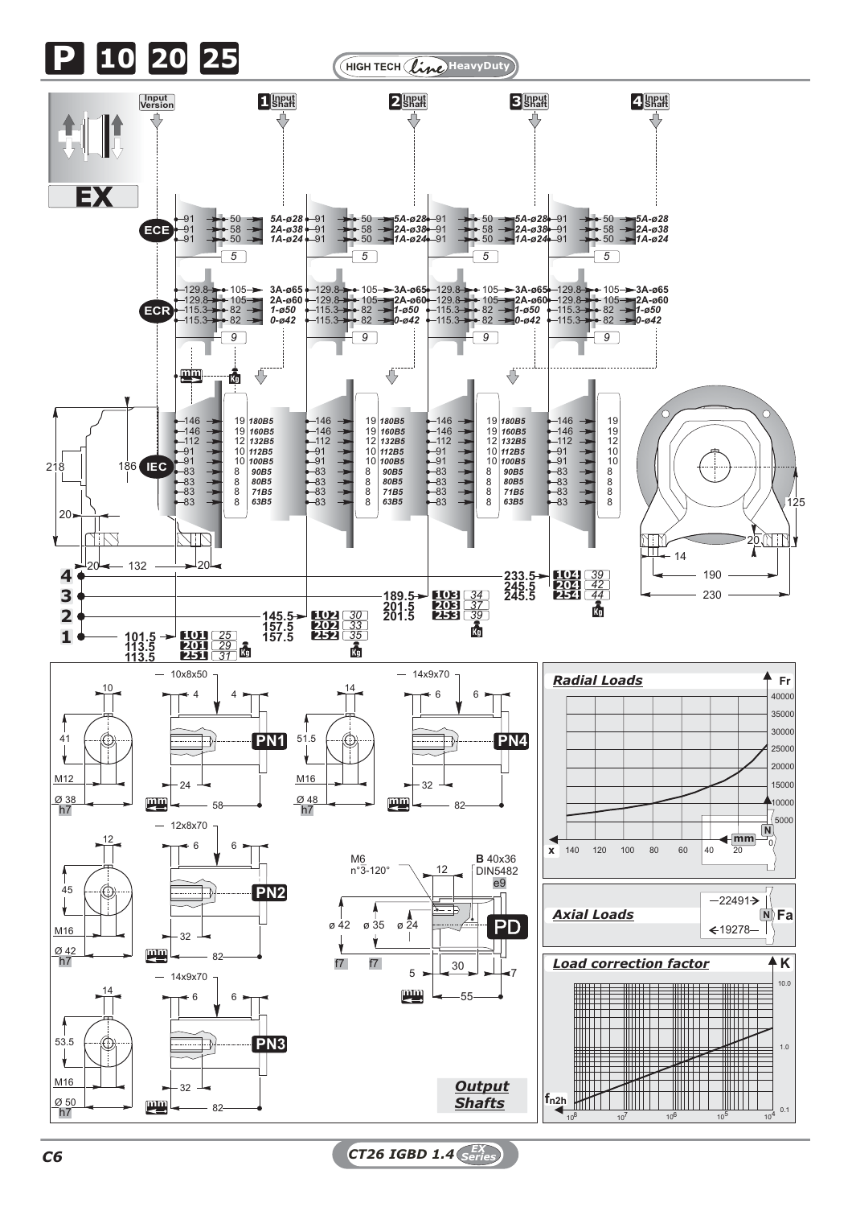# P 10 20 25

HIGH TECH Line HeavyDuty

**EX**

Input Version | 1 Input Shaft | 2 Input Shaft | 3 Input Shaft | 4 Input Shaft

## ECE

| | 1 | 2 | 3 | 4 |
|---|---|---|---|---|
| 91 → 50 | 5A-ø28 | 5A-ø28 | 5A-ø28 | 5A-ø28 |
| 91 → 58 | 2A-ø38 | 2A-ø38 | 2A-ø38 | 2A-ø38 |
| 91 → 50 | 1A-ø24 | 1A-ø24 | 1A-ø24 | 1A-ø24 |

Weight: 5

## ECR

| | 1 | 2 | 3 | 4 |
|---|---|---|---|---|
| 129.8 → 105 | 3A-ø65 | 3A-ø65 | 3A-ø65 | 3A-ø65 |
| 129.8 → 105 | 2A-ø60 | 2A-ø60 | 2A-ø60 | 2A-ø60 |
| 115.3 → 82 | 1-ø50 | 1-ø50 | 1-ø50 | 1-ø50 |
| 115.3 → 82 | 0-ø42 | 0-ø42 | 0-ø42 | 0-ø42 |

Weight: 9

## IEC

| mm | mm | Flange |
|---|---|---|
| 146 | 19 | 180B5 |
| 146 | 19 | 160B5 |
| 112 | 12 | 132B5 |
| 91 | 10 | 112B5 |
| 91 | 10 | 100B5 |
| 83 | 8 | 90B5 |
| 83 | 8 | 80B5 |
| 83 | 8 | 71B5 |
| 83 | 8 | 63B5 |

Dimensions: 218, 186, 20, 20, 132, 20, 125, 20, 14, 190, 230

| Input shafts | mm | Type | Kg |
|---|---|---|---|
| 1 | 101.5 | 101 | 25 |
| | 113.5 | 201 | 29 |
| | 113.5 | 251 | 31 |
| 2 | 145.5 | 102 | 30 |
| | 157.5 | 202 | 33 |
| | 157.5 | 252 | 35 |
| 3 | 189.5 | 103 | 34 |
| | 201.5 | 203 | 37 |
| | 201.5 | 253 | 39 |
| 4 | 233.5 | 104 | 39 |
| | 245.5 | 204 | 42 |
| | 245.5 | 254 | 44 |

## Output Shafts

**PN1**: key 10x8x50; 10; 41; M12; Ø 38 h7; 4; 4; 24; 58

**PN4**: key 14x9x70; 14; 51.5; M16; Ø 48 h7; 6; 6; 32; 82

**PN2**: key 12x8x70; 12; 45; M16; Ø 42 h7; 6; 6; 32; 82

**PN3**: key 14x9x70; 14; 53.5; M16; Ø 50 h7; 6; 6; 32; 82

**PD**: M6 n°3-120°; 12; B 40x36 DIN5482 e9; ø 42 f7; ø 35 f7; ø 24; 5; 30; 7; 55

## Radial Loads

Fr (N): 5000 – 40000; x (mm): 140, 120, 100, 80, 60, 40, 20, 0

## Axial Loads

Fa (N): 22491 / 19278

## Load correction factor

K: 0.1, 1.0, 10.0; $f_{n2h}$: $10^8$, $10^7$, $10^6$, $10^5$, $10^4$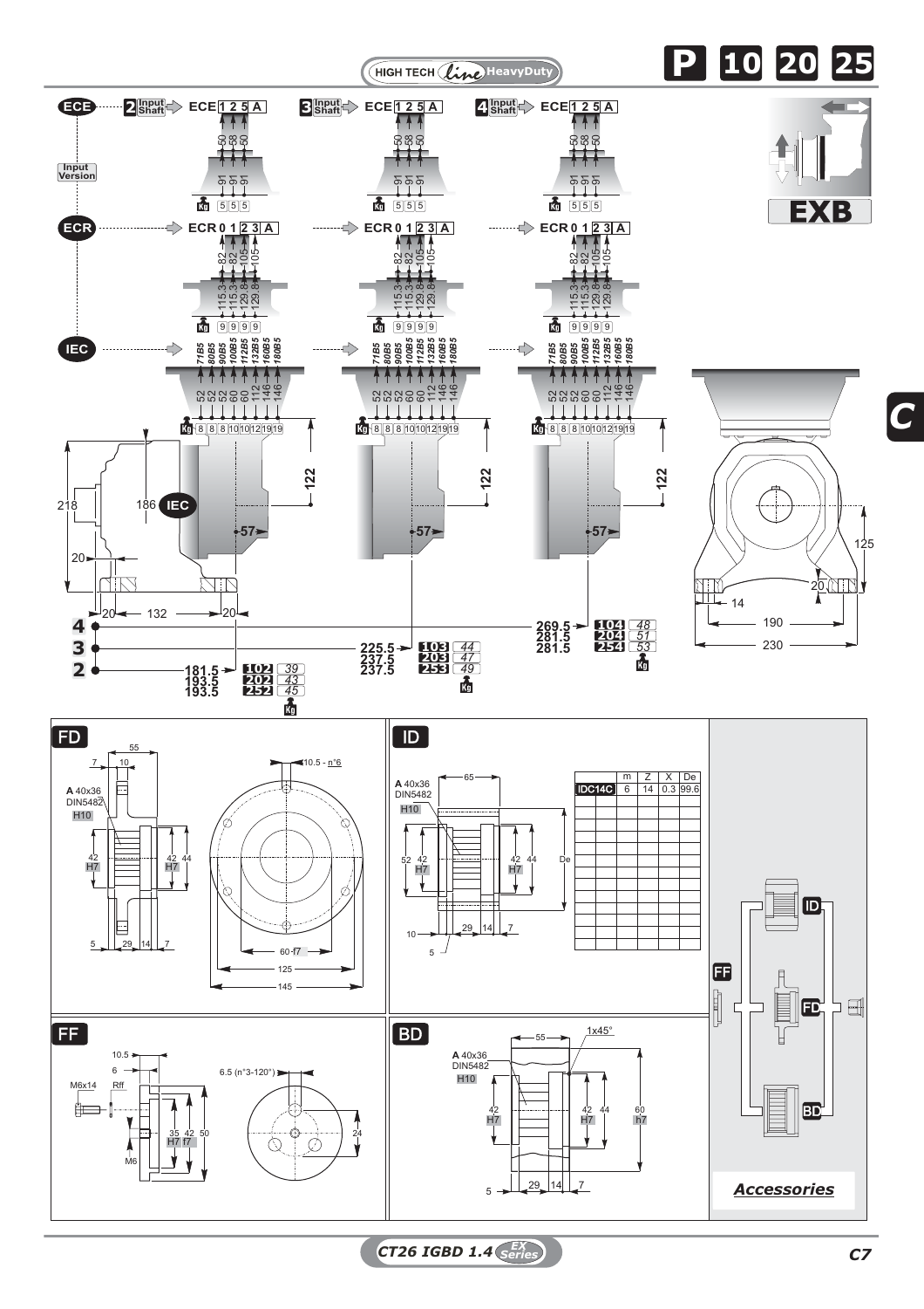HIGH TECH *line* HeavyDuty

**P 10 20 25**

**EXB**

**C**

## ECE

Input Version

| Input Shaft | ECE 1 2 5 A |
|---|---|
| 2 | 50 58 50 / 91 91 91 / Kg 5 5 5 |
| 3 | 50 58 50 / 91 91 91 / Kg 5 5 5 |
| 4 | 50 58 50 / 91 91 91 / Kg 5 5 5 |

## ECR

ECR 0 1 2 3 A

82 82 105 105

115.3 115.3 129.8 129.8

Kg 9 9 9 9

## IEC

| | 71B5 | 80B5 | 90B5 | 100B5 | 112B5 | 132B5 | 160B5 | 180B5 |
|---|---|---|---|---|---|---|---|---|
| | 52 | 52 | 52 | 60 | 60 | 112 | 146 | 146 |
| Kg | 8 | 8 | 8 | 10 | 10 | 12 | 19 | 19 |

218, 186 IEC, 20, 20, 132, 20, 122, 57, 125, 20, 14, 190, 230

| | | | Kg |
|---|---|---|---|
| 2 | 181.5 | 102 | 39 |
| | 193.5 | 202 | 43 |
| | 193.5 | 252 | 45 |
| 3 | 225.5 | 103 | 44 |
| | 237.5 | 203 | 47 |
| | 237.5 | 253 | 49 |
| 4 | 269.5 | 104 | 48 |
| | 281.5 | 204 | 51 |
| | 281.5 | 254 | 53 |

## FD

A 40x36 DIN5482 H10

55, 7, 10, 42 H7, 42 H7, 44, 5, 29, 14, 7, 10.5 - n°6, 60 f7, 125, 145

## ID

A 40x36 DIN5482 H10

65, 52, 42 H7, 42 H7, 44, De, 10, 5, 29, 14, 7

| | m | Z | X | De |
|---|---|---|---|---|
| IDC14C | 6 | 14 | 0.3 | 99.6 |

## FF

10.5, 6, M6x14, Rff, M6, 35 H7, 42 f7, 50, 6.5 (n°3-120°), 24

## BD

A 40x36 DIN5482 H10

55, 1x45°, 42 H7, 42 H7, 44, 60 h7, 5, 29, 14, 7

## Accessories

ID, FF, FD, BD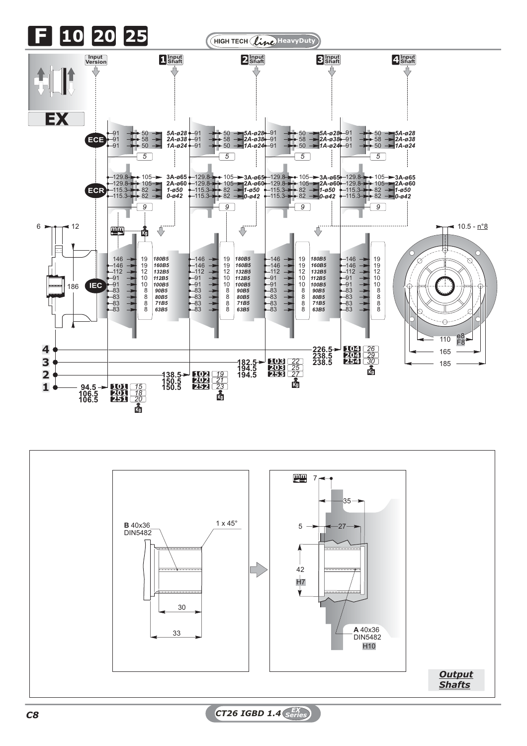# F 10 20 25

HIGH TECH *line* HeavyDuty

**EX**

Input Version | 1 Input Shaft | 2 Input Shaft | 3 Input Shaft | 4 Input Shaft

**ECE**

| | | |
|---|---|---|
| 91 | 50 | 5A-ø28 |
| 91 | 58 | 2A-ø38 |
| 91 | 50 | 1A-ø24 |

Weight: 5

**ECR**

| | | |
|---|---|---|
| 129.8 | 105 | 3A-ø65 |
| 129.8 | 105 | 2A-ø60 |
| 115.3 | 82 | 1-ø50 |
| 115.3 | 82 | 0-ø42 |

Weight: 9

**IEC**

| | | |
|---|---|---|
| 146 | 19 | 180B5 |
| 146 | 19 | 160B5 |
| 112 | 12 | 132B5 |
| 91 | 10 | 112B5 |
| 91 | 10 | 100B5 |
| 83 | 8 | 90B5 |
| 83 | 8 | 80B5 |
| 83 | 8 | 71B5 |
| 83 | 8 | 63B5 |

6 — 12 — 186

| Stages | mm | Code | Kg |
|---|---|---|---|
| 1 | 94.5 | 101 | 15 |
| | 106.5 | 201 | 18 |
| | 106.5 | 251 | 20 |
| 2 | 138.5 | 102 | 19 |
| | 150.5 | 202 | 21 |
| | 150.5 | 252 | 23 |
| 3 | 182.5 | 103 | 22 |
| | 194.5 | 203 | 25 |
| | 194.5 | 253 | 27 |
| 4 | 226.5 | 104 | 26 |
| | 238.5 | 204 | 29 |
| | 238.5 | 254 | 30 |

10.5 - n°8

110 e8/F8 — 165 — 185

## Output Shafts

**B** 40x36 DIN5482 — 1 x 45° — 30 — 33

7 — 35 — 5 — 27 — 42 H7

**A** 40x36 DIN5482 H10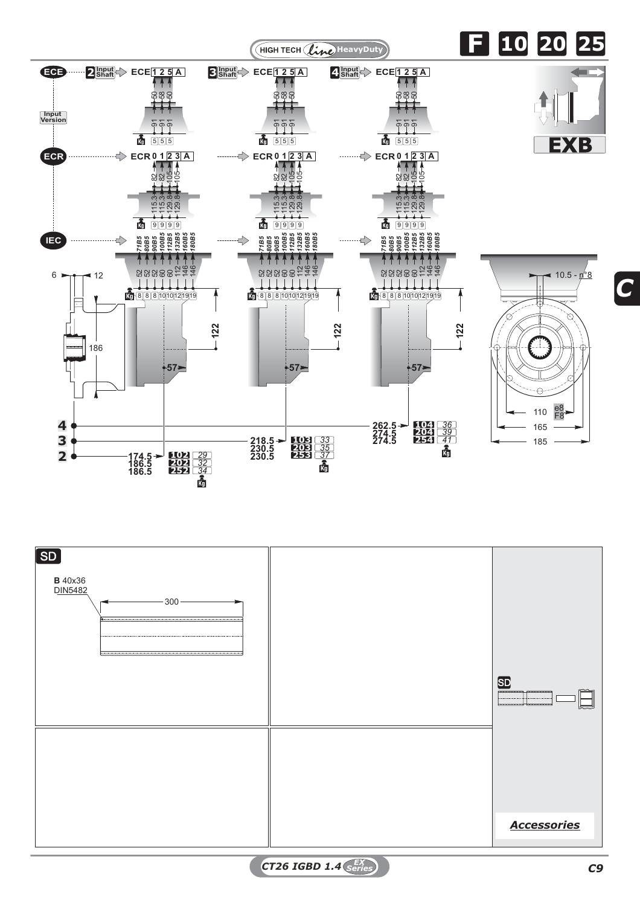HIGH TECH line HeavyDuty

F 10 20 25

ECE — 2 Input Shaft → ECE 1 2 5 A — 3 Input Shaft → ECE 1 2 5 A — 4 Input Shaft → ECE 1 2 5 A

Input Version

50 58 50 / 91 91 91 — Kg 5 5 5

EXB

ECR → ECR 0 1 2 3 A

82 82 105 105 / 115.3 115.3 129.8 129.8 — Kg 9 9 9 9

IEC

71B5 80B5 90B5 100B5 112B5 132B5 160B5 180B5

52 52 52 60 60 112 146 146 — Kg 8 8 8 10 10 12 19 19

6 — 12 — 186 — 122 — 57

10.5 - n°8

C

110 e8/F8 — 165 — 185

| Input | Length | Code | Kg |
|---|---|---|---|
| 4 | 262.5 | 104 | 36 |
| | 274.5 | 204 | 39 |
| | 274.5 | 254 | 41 |
| 3 | 218.5 | 103 | 33 |
| | 230.5 | 203 | 35 |
| | 230.5 | 253 | 37 |
| 2 | 174.5 | 102 | 29 |
| | 186.5 | 202 | 32 |
| | 186.5 | 252 | 34 |

SD

**B** 40x36 DIN5482

300

SD

*Accessories*

CT26 IGBD 1.4 EX Series

C9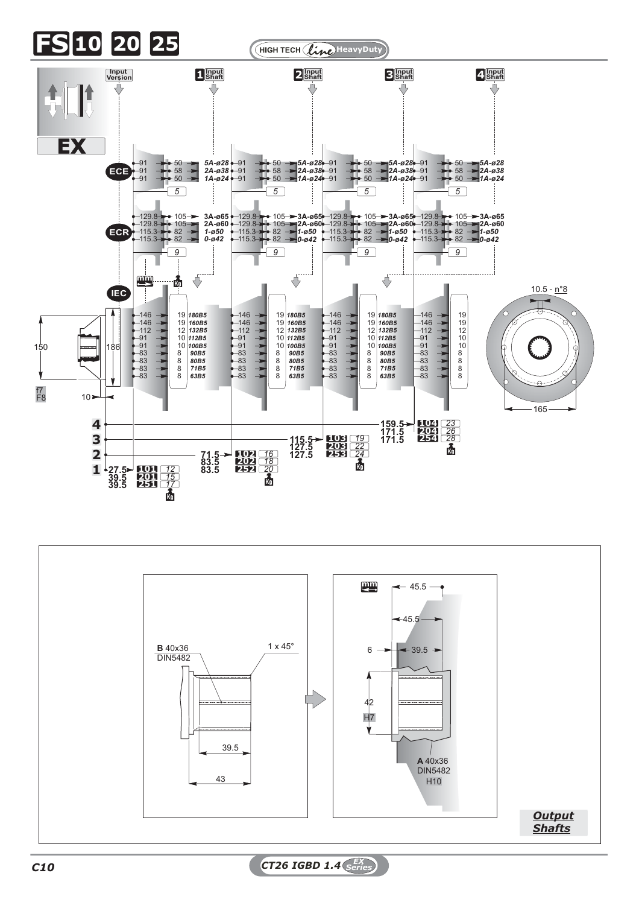# FS 10 20 25

HIGH TECH *Line* HeavyDuty

**EX**

Input Version | **1** Input Shaft | **2** Input Shaft | **3** Input Shaft | **4** Input Shaft

**ECE**

| Input | Shaft |
|---|---|
| 91 → 50 | 5A-ø28 |
| 91 → 58 | 2A-ø38 |
| 91 → 50 | 1A-ø24 |

Kg: 5

**ECR**

| Input | Shaft |
|---|---|
| 129.8 → 105 | 3A-ø65 |
| 129.8 → 105 | 2A-ø60 |
| 115.3 → 82 | 1-ø50 |
| 115.3 → 82 | 0-ø42 |

Kg: 9

**IEC**

| mm | Kg | IEC |
|---|---|---|
| 146 | 19 | 180B5 |
| 146 | 19 | 160B5 |
| 112 | 12 | 132B5 |
| 91 | 10 | 112B5 |
| 91 | 10 | 100B5 |
| 83 | 8 | 90B5 |
| 83 | 8 | 80B5 |
| 83 | 8 | 71B5 |
| 83 | 8 | 63B5 |

150 f7 / F8 — 186 — 10

10.5 - n°8 — 165

| Input Shaft | mm | Code | Kg |
|---|---|---|---|
| 1 | 27.5 | 101 | 12 |
| | 39.5 | 201 | 15 |
| | 39.5 | 251 | 17 |
| 2 | 71.5 | 102 | 16 |
| | 83.5 | 202 | 18 |
| | 83.5 | 252 | 20 |
| 3 | 115.5 | 103 | 19 |
| | 127.5 | 203 | 22 |
| | 127.5 | 253 | 24 |
| 4 | 159.5 | 104 | 23 |
| | 171.5 | 204 | 26 |
| | 171.5 | 254 | 28 |

**B** 40x36 DIN5482 — 1 x 45° — 39.5 — 43

45.5 — 45.5 — 6 — 39.5 — 42 H7

**A** 40x36 DIN5482 H10

***Output Shafts***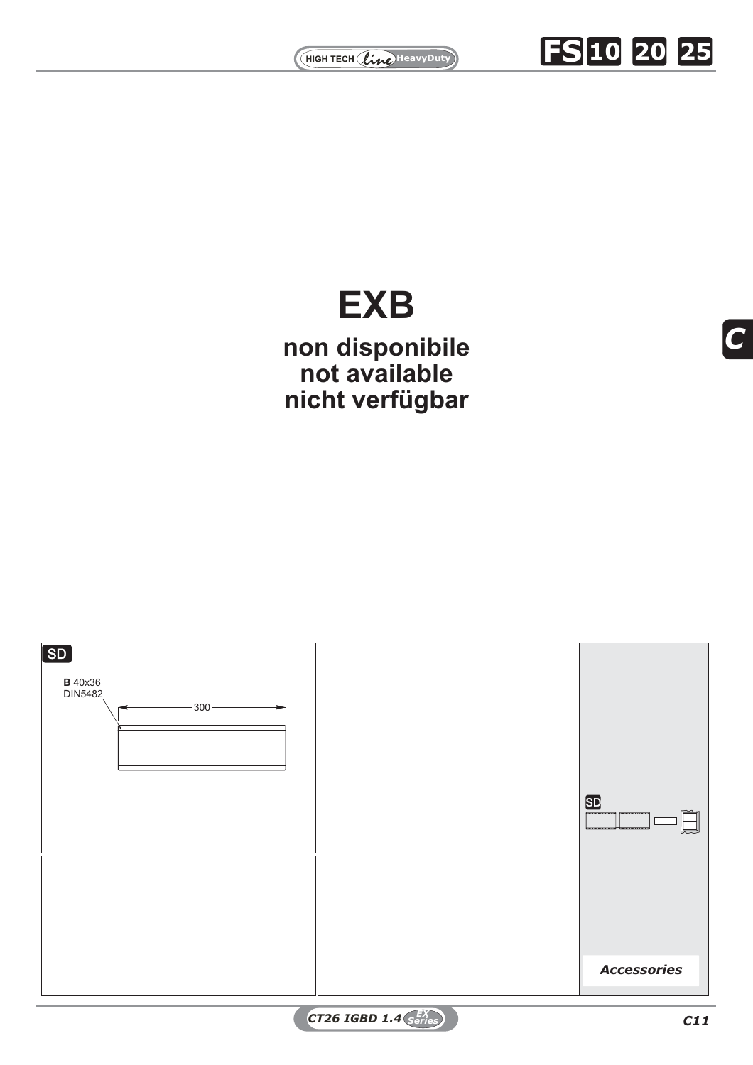# EXB

## non disponibile
## not available
## nicht verfügbar

SD

**B** 40x36
DIN5482

300

SD

***Accessories***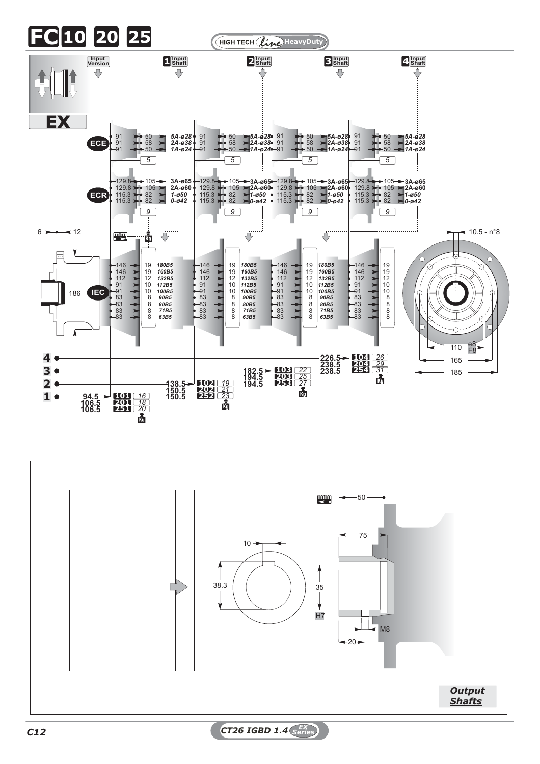# FC 10 20 25

HIGH TECH *Line* HeavyDuty

**EX**

Input Version | 1 Input Shaft | 2 Input Shaft | 3 Input Shaft | 4 Input Shaft

**ECE**

| | | | |
|---|---|---|---|
| 91 | 50 | 5A-ø28 | |
| 91 | 58 | 2A-ø38 | |
| 91 | 50 | 1A-ø24 | 5 |

**ECR**

| | | | |
|---|---|---|---|
| 129.8 | 105 | 3A-ø65 | |
| 129.8 | 105 | 2A-ø60 | |
| 115.3 | 82 | 1-ø50 | |
| 115.3 | 82 | 0-ø42 | 9 |

**IEC**

| mm | Kg | IEC |
|---|---|---|
| 146 | 19 | 180B5 |
| 146 | 19 | 160B5 |
| 112 | 12 | 132B5 |
| 91 | 10 | 112B5 |
| 91 | 10 | 100B5 |
| 83 | 8 | 90B5 |
| 83 | 8 | 80B5 |
| 83 | 8 | 71B5 |
| 83 | 8 | 63B5 |

6 – 12 – 186

| Input Shaft | mm | Code | Kg |
|---|---|---|---|
| 1 | 94.5 | 101 | 16 |
| | 106.5 | 201 | 18 |
| | 106.5 | 251 | 20 |
| 2 | 138.5 | 102 | 19 |
| | 150.5 | 202 | 21 |
| | 150.5 | 252 | 23 |
| 3 | 182.5 | 103 | 22 |
| | 194.5 | 203 | 25 |
| | 194.5 | 253 | 27 |
| 4 | 226.5 | 104 | 26 |
| | 238.5 | 204 | 29 |
| | 238.5 | 254 | 31 |

10.5 - n°8

110 e8/F8 – 165 – 185

10 – 38.3

50 – 75 – 35 H7 – M8 – 20

***Output Shafts***

C12

CT26 IGBD 1.4 EX Series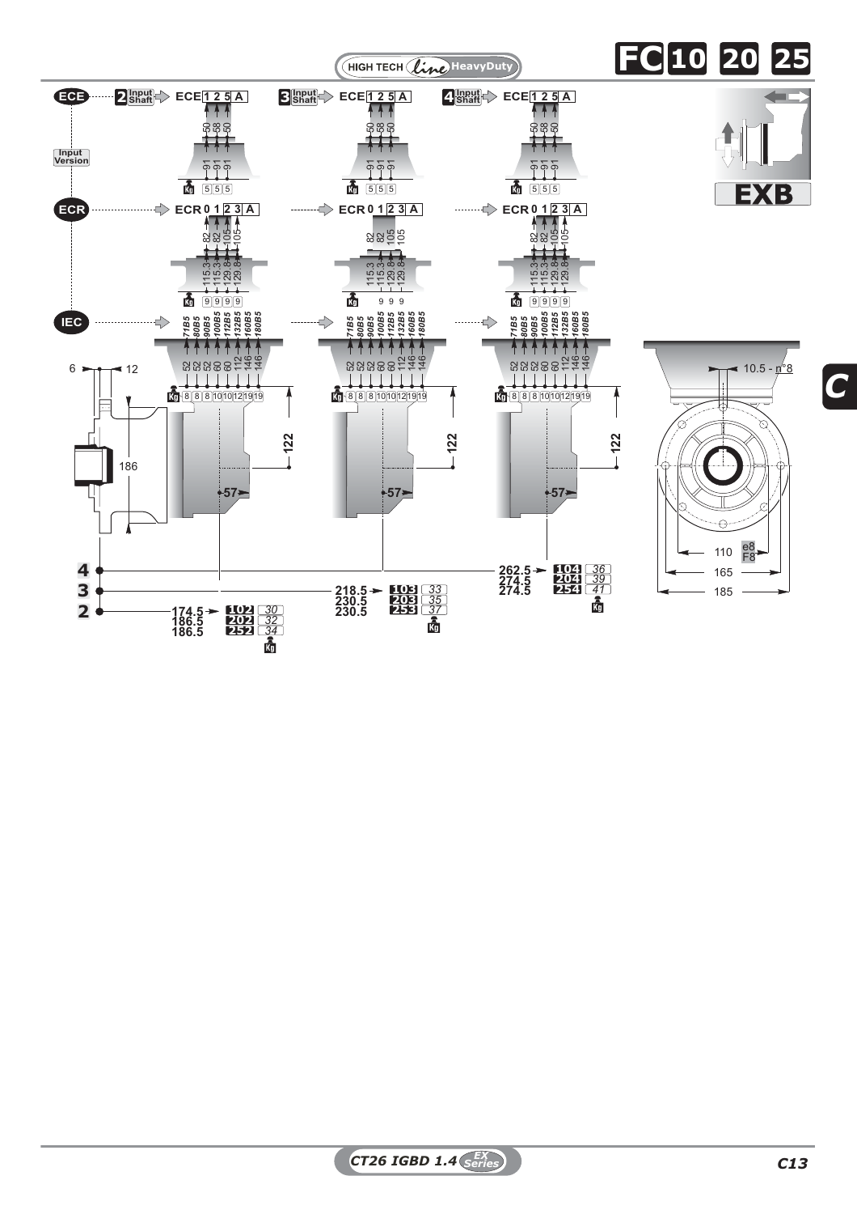# FC 10 20 25

HIGH TECH Line HeavyDuty

**EXB**

## ECE — Input Version

| Input Shaft | Code | Dimensions | Kg |
|---|---|---|---|
| 2 | ECE 1 2 5 A | 50 58 50 / 91 91 91 | 5 5 5 |
| 3 | ECE 1 2 5 A | 50 58 50 / 91 91 91 | 5 5 5 |
| 4 | ECE 1 2 5 A | 50 58 50 / 91 91 91 | 5 5 5 |

## ECR

| Input Shaft | Code | Dimensions | Kg |
|---|---|---|---|
| 2 | ECR 0 1 2 3 A | 82 82 105 105 / 115.3 115.3 129.8 129.8 | 9 9 9 9 |
| 3 | ECR 0 1 2 3 A | 82 82 105 105 / 115.3 115.3 129.8 129.8 | 9 9 9 |
| 4 | ECR 0 1 2 3 A | 82 82 105 105 / 115.3 115.3 129.8 129.8 | 9 9 9 9 |

## IEC

| | 71B5 | 80B5 | 90B5 | 100B5 | 112B5 | 132B5 | 160B5 | 180B5 |
|---|---|---|---|---|---|---|---|---|
| Dimension | 52 | 52 | 52 | 60 | 60 | 112 | 146 | 146 |
| Kg | 8 | 8 | 8 | 10 | 10 | 12 | 19 | 19 |

Dimensions: 6, 12, 186, 122, 57, 10.5 - n°8, 110 e8/F8, 165, 185

| Input Shaft | Dimension | Code | Kg |
|---|---|---|---|
| 2 | 174.5 | 102 | 30 |
| | 186.5 | 202 | 32 |
| | 186.5 | 252 | 34 |
| 3 | 218.5 | 103 | 33 |
| | 230.5 | 203 | 35 |
| | 230.5 | 253 | 37 |
| 4 | 262.5 | 104 | 36 |
| | 274.5 | 204 | 39 |
| | 274.5 | 254 | 41 |

C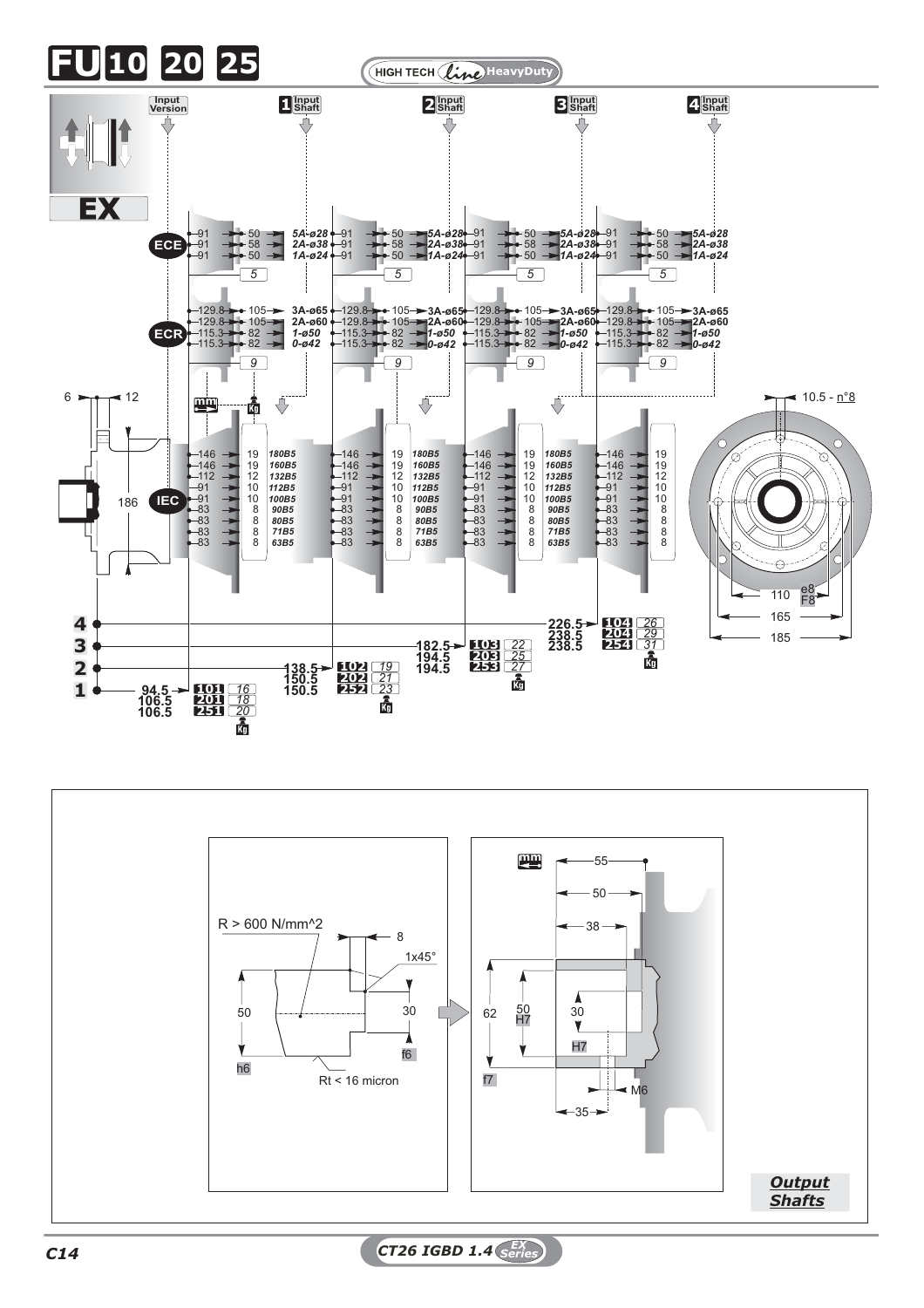# FU 10 20 25

HIGH TECH *line* HeavyDuty

**EX**

Input Version | 1 Input Shaft | 2 Input Shaft | 3 Input Shaft | 4 Input Shaft

**ECE**

| | | |
|---|---|---|
| 91 | 50 | 5A-ø28 |
| 91 | 58 | 2A-ø38 |
| 91 | 50 | 1A-ø24 |

Kg: 5

**ECR**

| | | |
|---|---|---|
| 129.8 | 105 | 3A-ø65 |
| 129.8 | 105 | 2A-ø60 |
| 115.3 | 82 | 1-ø50 |
| 115.3 | 82 | 0-ø42 |

Kg: 9

**IEC**

| mm | mm | IEC |
|---|---|---|
| 146 | 19 | 180B5 |
| 146 | 19 | 160B5 |
| 112 | 12 | 132B5 |
| 91 | 10 | 112B5 |
| 91 | 10 | 100B5 |
| 83 | 8 | 90B5 |
| 83 | 8 | 80B5 |
| 83 | 8 | 71B5 |
| 83 | 8 | 63B5 |

Dimensions: 6, 12, 186, 10.5 - n°8, 110 e8/F8, 165, 185

| Stages | mm | Type | Kg |
|---|---|---|---|
| 1 | 94.5 | 101 | 16 |
| | 106.5 | 201 | 18 |
| | 106.5 | 251 | 20 |
| 2 | 138.5 | 102 | 19 |
| | 150.5 | 202 | 21 |
| | 150.5 | 252 | 23 |
| 3 | 182.5 | 103 | 22 |
| | 194.5 | 203 | 25 |
| | 194.5 | 253 | 27 |
| 4 | 226.5 | 104 | 26 |
| | 238.5 | 204 | 29 |
| | 238.5 | 254 | 31 |

R > 600 N/mm^2

8, 1x45°, 50 h6, 30 f6, Rt < 16 micron

55, 50, 38, 62 f7, 50 H7, 30 H7, M6, 35

***Output Shafts***

CT26 IGBD 1.4 EX Series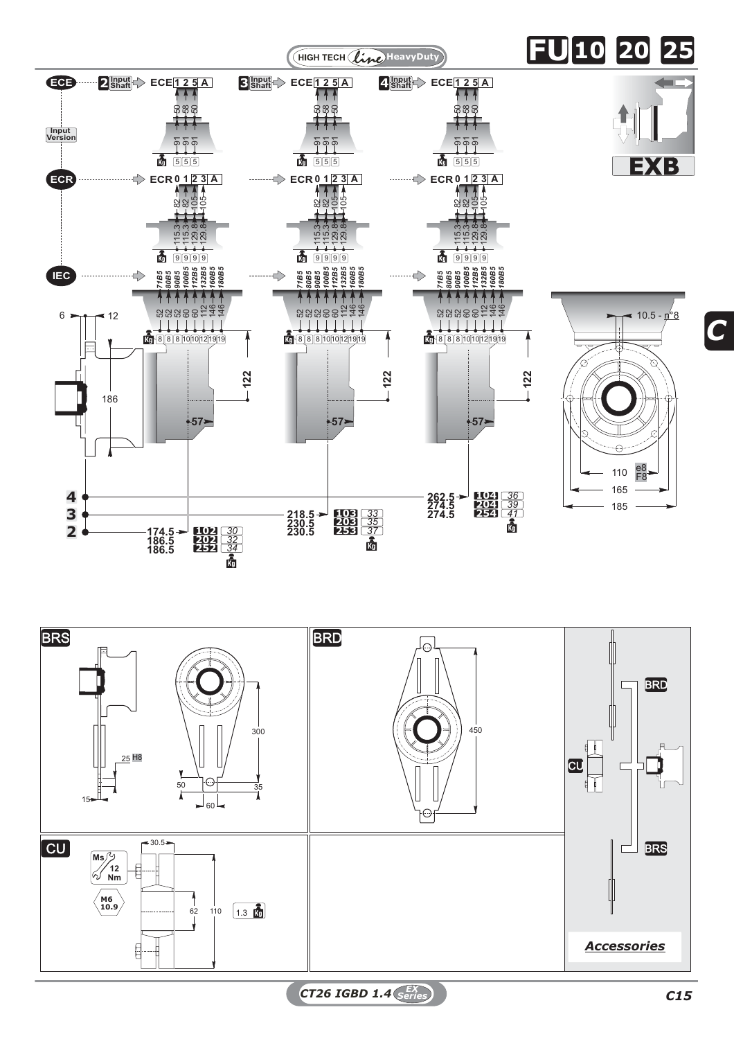HIGH TECH Line HeavyDuty

# FU 10 20 25

EXB

C

ECE

Input Version

2 Input Shaft ECE 1 2 5 A

50 58 50

91 91 91

5 5 5

3 Input Shaft ECE 1 2 5 A

50 58 50

91 91 91

5 5 5

4 Input Shaft ECE 1 2 5 A

50 58 50

91 91 91

5 5 5

ECR

ECR 0 1 2 3 A

82 82 105 105

115.3 115.3 129.8 129.8

9 9 9 9

IEC

71B5 80B5 90B5 100B5 112B5 132B5 160B5 180B5

52 52 52 60 60 112 146 146

8 8 8 10 10 12 19 19

6 12

186

122

57

10.5 - n°8

110 e8 F8

165

185

| | | | |
|---|---|---|---|
| 2 | 174.5 | 102 | 30 |
| | 186.5 | 202 | 32 |
| | 186.5 | 252 | 34 |
| 3 | 218.5 | 103 | 33 |
| | 230.5 | 203 | 35 |
| | 230.5 | 253 | 37 |
| 4 | 262.5 | 104 | 36 |
| | 274.5 | 204 | 39 |
| | 274.5 | 254 | 41 |

## BRS

25 H8

15

300

50

35

60

## BRD

450

## CU

30.5

Ms 12 Nm

M6 10.9

62

110

1.3

BRD

CU

BRS

***Accessories***

CT26 IGBD 1.4 EX Series